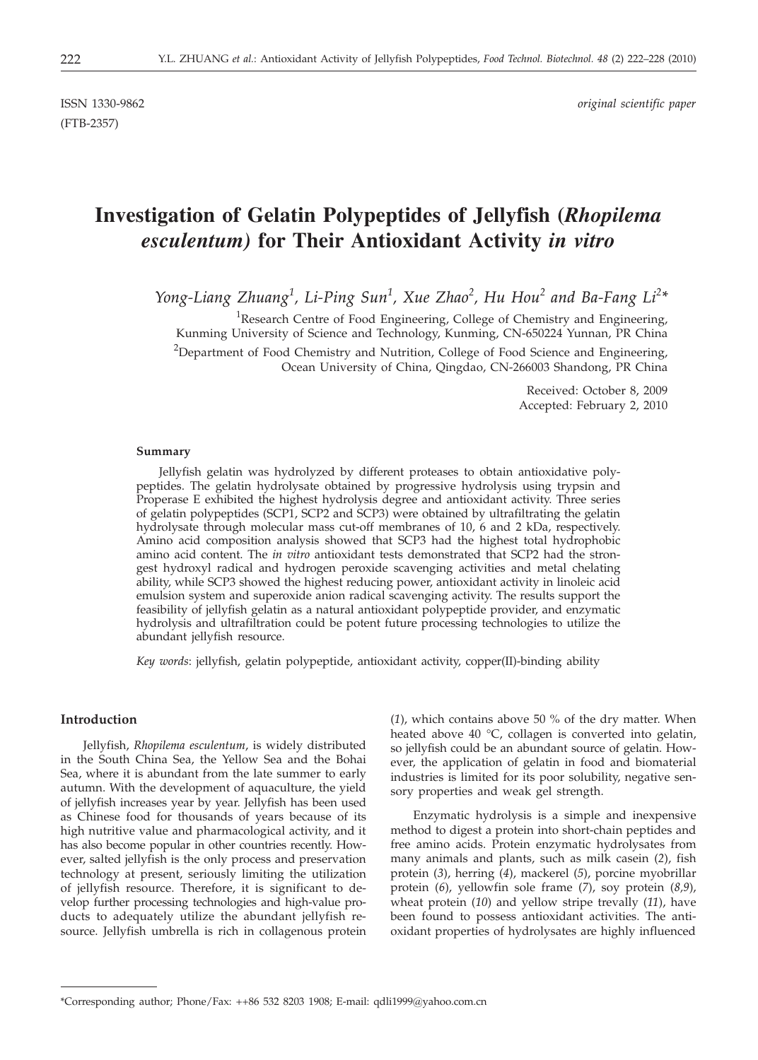ISSN 1330-9862 *original scientific paper*

(FTB-2357)

# Investigation of Gelatin Polypeptides of Jellyfish (*Rhopilema esculentum)* for Their Antioxidant Activity *in vitro*

*Yong-Liang Zhuang[1], Li-Ping Sun[1], Xue Zhao[2], Hu Hou[2] and Ba-Fang Li[2]\**

[1]Research Centre of Food Engineering, College of Chemistry and Engineering, Kunming University of Science and Technology, Kunming, CN-650224 Yunnan, PR China

[2]Department of Food Chemistry and Nutrition, College of Food Science and Engineering, Ocean University of China, Qingdao, CN-266003 Shandong, PR China

Received: October 8, 2009
Accepted: February 2, 2010

#### Summary

Jellyfish gelatin was hydrolyzed by different proteases to obtain antioxidative polypeptides. The gelatin hydrolysate obtained by progressive hydrolysis using trypsin and Properase E exhibited the highest hydrolysis degree and antioxidant activity. Three series of gelatin polypeptides (SCP1, SCP2 and SCP3) were obtained by ultrafiltrating the gelatin hydrolysate through molecular mass cut-off membranes of 10, 6 and 2 kDa, respectively. Amino acid composition analysis showed that SCP3 had the highest total hydrophobic amino acid content. The *in vitro* antioxidant tests demonstrated that SCP2 had the strongest hydroxyl radical and hydrogen peroxide scavenging activities and metal chelating ability, while SCP3 showed the highest reducing power, antioxidant activity in linoleic acid emulsion system and superoxide anion radical scavenging activity. The results support the feasibility of jellyfish gelatin as a natural antioxidant polypeptide provider, and enzymatic hydrolysis and ultrafiltration could be potent future processing technologies to utilize the abundant jellyfish resource.

*Key words*: jellyfish, gelatin polypeptide, antioxidant activity, copper(II)-binding ability

## Introduction

Jellyfish, *Rhopilema esculentum*, is widely distributed in the South China Sea, the Yellow Sea and the Bohai Sea, where it is abundant from the late summer to early autumn. With the development of aquaculture, the yield of jellyfish increases year by year. Jellyfish has been used as Chinese food for thousands of years because of its high nutritive value and pharmacological activity, and it has also become popular in other countries recently. However, salted jellyfish is the only process and preservation technology at present, seriously limiting the utilization of jellyfish resource. Therefore, it is significant to develop further processing technologies and high-value products to adequately utilize the abundant jellyfish resource. Jellyfish umbrella is rich in collagenous protein (*1*), which contains above 50 % of the dry matter. When heated above 40 °C, collagen is converted into gelatin, so jellyfish could be an abundant source of gelatin. However, the application of gelatin in food and biomaterial industries is limited for its poor solubility, negative sensory properties and weak gel strength.

Enzymatic hydrolysis is a simple and inexpensive method to digest a protein into short-chain peptides and free amino acids. Protein enzymatic hydrolysates from many animals and plants, such as milk casein (*2*), fish protein (*3*), herring (*4*), mackerel (*5*), porcine myobrillar protein (*6*), yellowfin sole frame (*7*), soy protein (*8,9*), wheat protein (*10*) and yellow stripe trevally (*11*), have been found to possess antioxidant activities. The antioxidant properties of hydrolysates are highly influenced

\*Corresponding author; Phone/Fax: ++86 532 8203 1908; E-mail: qdli1999@yahoo.com.cn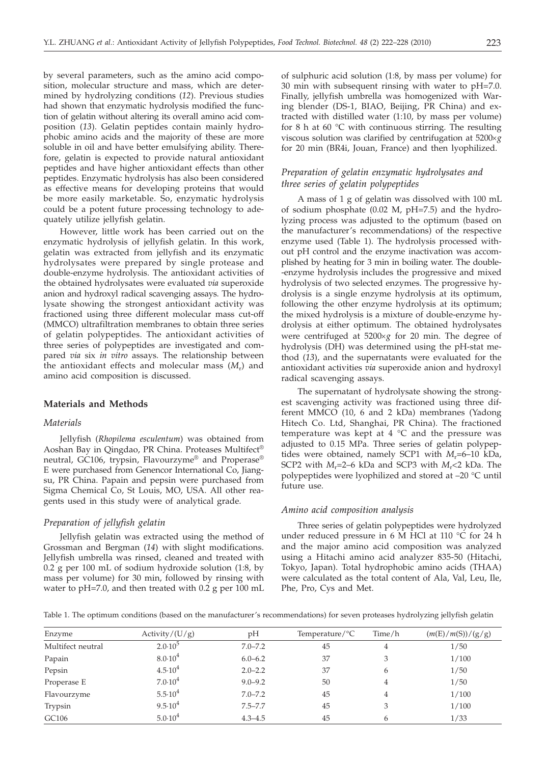by several parameters, such as the amino acid composition, molecular structure and mass, which are determined by hydrolyzing conditions (*12*). Previous studies had shown that enzymatic hydrolysis modified the function of gelatin without altering its overall amino acid composition (*13*). Gelatin peptides contain mainly hydrophobic amino acids and the majority of these are more soluble in oil and have better emulsifying ability. Therefore, gelatin is expected to provide natural antioxidant peptides and have higher antioxidant effects than other peptides. Enzymatic hydrolysis has also been considered as effective means for developing proteins that would be more easily marketable. So, enzymatic hydrolysis could be a potent future processing technology to adequately utilize jellyfish gelatin.

However, little work has been carried out on the enzymatic hydrolysis of jellyfish gelatin. In this work, gelatin was extracted from jellyfish and its enzymatic hydrolysates were prepared by single protease and double-enzyme hydrolysis. The antioxidant activities of the obtained hydrolysates were evaluated *via* superoxide anion and hydroxyl radical scavenging assays. The hydrolysate showing the strongest antioxidant activity was fractioned using three different molecular mass cut-off (MMCO) ultrafiltration membranes to obtain three series of gelatin polypeptides. The antioxidant activities of three series of polypeptides are investigated and compared *via* six *in vitro* assays. The relationship between the antioxidant effects and molecular mass ($M_r$) and amino acid composition is discussed.

## Materials and Methods

### *Materials*

Jellyfish (*Rhopilema esculentum*) was obtained from Aoshan Bay in Qingdao, PR China. Proteases Multifect® neutral, GC106, trypsin, Flavourzyme® and Properase® E were purchased from Genencor International Co, Jiangsu, PR China. Papain and pepsin were purchased from Sigma Chemical Co, St Louis, MO, USA. All other reagents used in this study were of analytical grade.

### *Preparation of jellyfish gelatin*

Jellyfish gelatin was extracted using the method of Grossman and Bergman (*14*) with slight modifications. Jellyfish umbrella was rinsed, cleaned and treated with 0.2 g per 100 mL of sodium hydroxide solution (1:8, by mass per volume) for 30 min, followed by rinsing with water to pH=7.0, and then treated with 0.2 g per 100 mL of sulphuric acid solution (1:8, by mass per volume) for 30 min with subsequent rinsing with water to pH=7.0. Finally, jellyfish umbrella was homogenized with Waring blender (DS-1, BIAO, Beijing, PR China) and extracted with distilled water (1:10, by mass per volume) for 8 h at 60 °C with continuous stirring. The resulting viscous solution was clarified by centrifugation at 5200×*g* for 20 min (BR4i, Jouan, France) and then lyophilized.

### *Preparation of gelatin enzymatic hydrolysates and three series of gelatin polypeptides*

A mass of 1 g of gelatin was dissolved with 100 mL of sodium phosphate (0.02 M, pH=7.5) and the hydrolyzing process was adjusted to the optimum (based on the manufacturer's recommendations) of the respective enzyme used (Table 1). The hydrolysis processed without pH control and the enzyme inactivation was accomplished by heating for 3 min in boiling water. The double-enzyme hydrolysis includes the progressive and mixed hydrolysis of two selected enzymes. The progressive hydrolysis is a single enzyme hydrolysis at its optimum, following the other enzyme hydrolysis at its optimum; the mixed hydrolysis is a mixture of double-enzyme hydrolysis at either optimum. The obtained hydrolysates were centrifuged at 5200×*g* for 20 min. The degree of hydrolysis (DH) was determined using the pH-stat method (*13*), and the supernatants were evaluated for the antioxidant activities *via* superoxide anion and hydroxyl radical scavenging assays.

The supernatant of hydrolysate showing the strongest scavenging activity was fractioned using three different MMCO (10, 6 and 2 kDa) membranes (Yadong Hitech Co. Ltd, Shanghai, PR China). The fractioned temperature was kept at 4 °C and the pressure was adjusted to 0.15 MPa. Three series of gelatin polypeptides were obtained, namely SCP1 with $M_r$=6–10 kDa, SCP2 with $M_r$=2–6 kDa and SCP3 with $M_r$<2 kDa. The polypeptides were lyophilized and stored at –20 °C until future use.

### *Amino acid composition analysis*

Three series of gelatin polypeptides were hydrolyzed under reduced pressure in 6 M HCl at 110 °C for 24 h and the major amino acid composition was analyzed using a Hitachi amino acid analyzer 835-50 (Hitachi, Tokyo, Japan). Total hydrophobic amino acids (THAA) were calculated as the total content of Ala, Val, Leu, Ile, Phe, Pro, Cys and Met.

Table 1. The optimum conditions (based on the manufacturer's recommendations) for seven proteases hydrolyzing jellyfish gelatin

| Enzyme | Activity/(U/g) | pH | Temperature/°C | Time/h | $(m(E)/m(S))/(g/g)$ |
|---|---|---|---|---|---|
| Multifect neutral | $2.0 \cdot 10^5$ | 7.0–7.2 | 45 | 4 | 1/50 |
| Papain | $8.0 \cdot 10^4$ | 6.0–6.2 | 37 | 3 | 1/100 |
| Pepsin | $4.5 \cdot 10^4$ | 2.0–2.2 | 37 | 6 | 1/50 |
| Properase E | $7.0 \cdot 10^4$ | 9.0–9.2 | 50 | 4 | 1/50 |
| Flavourzyme | $5.5 \cdot 10^4$ | 7.0–7.2 | 45 | 4 | 1/100 |
| Trypsin | $9.5 \cdot 10^4$ | 7.5–7.7 | 45 | 3 | 1/100 |
| GC106 | $5.0 \cdot 10^4$ | 4.3–4.5 | 45 | 6 | 1/33 |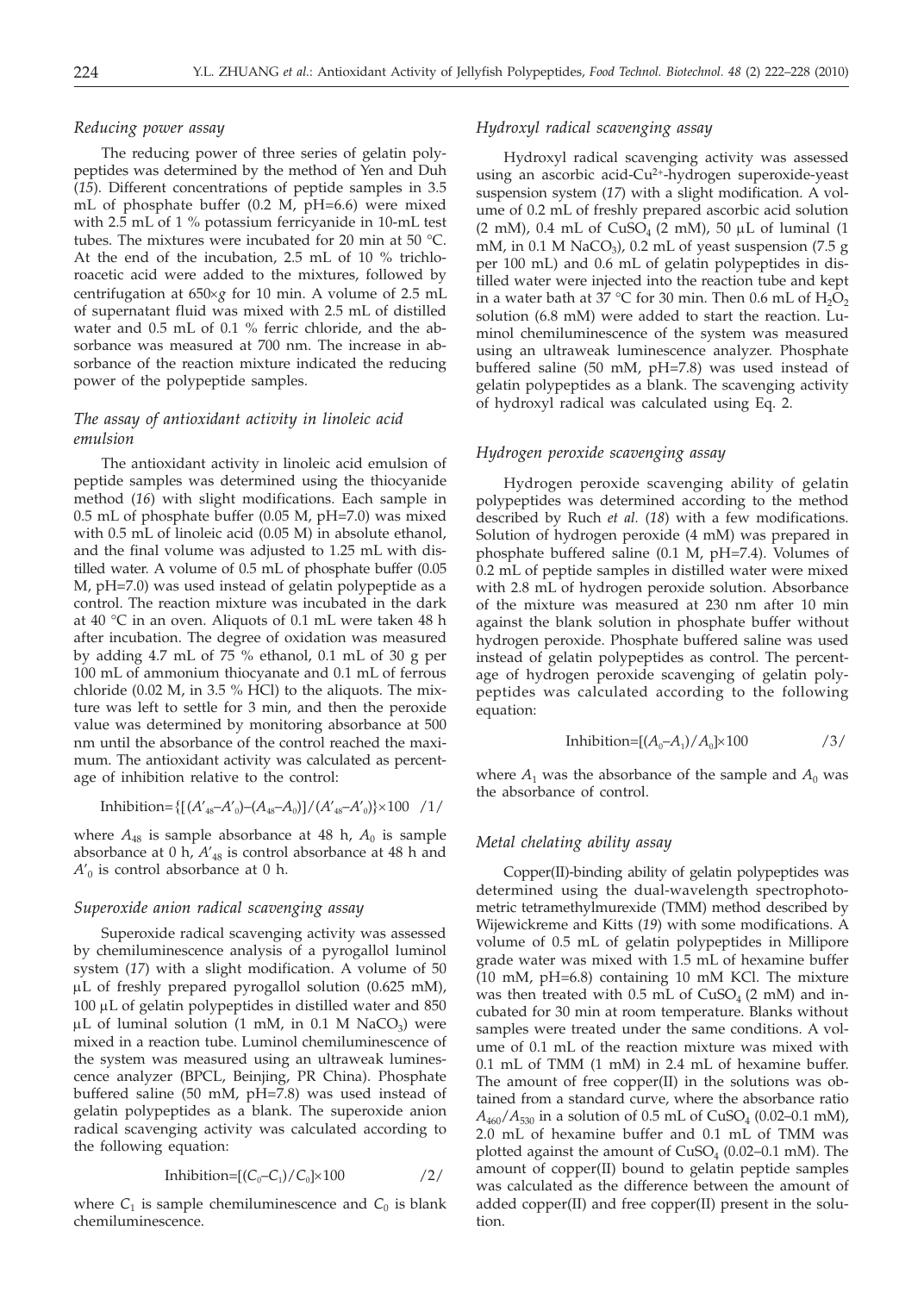### *Reducing power assay*

The reducing power of three series of gelatin polypeptides was determined by the method of Yen and Duh (*15*). Different concentrations of peptide samples in 3.5 mL of phosphate buffer (0.2 M, pH=6.6) were mixed with 2.5 mL of 1 % potassium ferricyanide in 10-mL test tubes. The mixtures were incubated for 20 min at 50 °C. At the end of the incubation, 2.5 mL of 10 % trichloroacetic acid were added to the mixtures, followed by centrifugation at 650×*g* for 10 min. A volume of 2.5 mL of supernatant fluid was mixed with 2.5 mL of distilled water and 0.5 mL of 0.1 % ferric chloride, and the absorbance was measured at 700 nm. The increase in absorbance of the reaction mixture indicated the reducing power of the polypeptide samples.

### *The assay of antioxidant activity in linoleic acid emulsion*

The antioxidant activity in linoleic acid emulsion of peptide samples was determined using the thiocyanide method (*16*) with slight modifications. Each sample in 0.5 mL of phosphate buffer (0.05 M, pH=7.0) was mixed with 0.5 mL of linoleic acid (0.05 M) in absolute ethanol, and the final volume was adjusted to 1.25 mL with distilled water. A volume of 0.5 mL of phosphate buffer (0.05 M, pH=7.0) was used instead of gelatin polypeptide as a control. The reaction mixture was incubated in the dark at 40 °C in an oven. Aliquots of 0.1 mL were taken 48 h after incubation. The degree of oxidation was measured by adding 4.7 mL of 75 % ethanol, 0.1 mL of 30 g per 100 mL of ammonium thiocyanate and 0.1 mL of ferrous chloride (0.02 M, in 3.5 % HCl) to the aliquots. The mixture was left to settle for 3 min, and then the peroxide value was determined by monitoring absorbance at 500 nm until the absorbance of the control reached the maximum. The antioxidant activity was calculated as percentage of inhibition relative to the control:

$$\text{Inhibition}=\{[(A'_{48}-A'_0)-(A_{48}-A_0)]/(A'_{48}-A'_0)\}\times 100 \quad /1/$$

where $A_{48}$ is sample absorbance at 48 h, $A_0$ is sample absorbance at 0 h, $A'_{48}$ is control absorbance at 48 h and $A'_0$ is control absorbance at 0 h.

### *Superoxide anion radical scavenging assay*

Superoxide radical scavenging activity was assessed by chemiluminescence analysis of a pyrogallol luminol system (*17*) with a slight modification. A volume of 50 μL of freshly prepared pyrogallol solution (0.625 mM), 100 μL of gelatin polypeptides in distilled water and 850 μL of luminal solution (1 mM, in 0.1 M $NaCO_3$) were mixed in a reaction tube. Luminol chemiluminescence of the system was measured using an ultraweak luminescence analyzer (BPCL, Beinjing, PR China). Phosphate buffered saline (50 mM, pH=7.8) was used instead of gelatin polypeptides as a blank. The superoxide anion radical scavenging activity was calculated according to the following equation:

$$\text{Inhibition}=[(C_0-C_1)/C_0]\times 100 \quad /2/$$

where $C_1$ is sample chemiluminescence and $C_0$ is blank chemiluminescence.

### *Hydroxyl radical scavenging assay*

Hydroxyl radical scavenging activity was assessed using an ascorbic acid-$Cu^{2+}$-hydrogen superoxide-yeast suspension system (*17*) with a slight modification. A volume of 0.2 mL of freshly prepared ascorbic acid solution (2 mM), 0.4 mL of $CuSO_4$ (2 mM), 50 μL of luminal (1 mM, in 0.1 M $NaCO_3$), 0.2 mL of yeast suspension (7.5 g per 100 mL) and 0.6 mL of gelatin polypeptides in distilled water were injected into the reaction tube and kept in a water bath at 37 °C for 30 min. Then 0.6 mL of $H_2O_2$ solution (6.8 mM) were added to start the reaction. Luminol chemiluminescence of the system was measured using an ultraweak luminescence analyzer. Phosphate buffered saline (50 mM, pH=7.8) was used instead of gelatin polypeptides as a blank. The scavenging activity of hydroxyl radical was calculated using Eq. 2.

### *Hydrogen peroxide scavenging assay*

Hydrogen peroxide scavenging ability of gelatin polypeptides was determined according to the method described by Ruch *et al.* (*18*) with a few modifications. Solution of hydrogen peroxide (4 mM) was prepared in phosphate buffered saline (0.1 M, pH=7.4). Volumes of 0.2 mL of peptide samples in distilled water were mixed with 2.8 mL of hydrogen peroxide solution. Absorbance of the mixture was measured at 230 nm after 10 min against the blank solution in phosphate buffer without hydrogen peroxide. Phosphate buffered saline was used instead of gelatin polypeptides as control. The percentage of hydrogen peroxide scavenging of gelatin polypeptides was calculated according to the following equation:

$$\text{Inhibition}=[(A_0-A_1)/A_0]\times 100 \quad /3/$$

where $A_1$ was the absorbance of the sample and $A_0$ was the absorbance of control.

### *Metal chelating ability assay*

Copper(II)-binding ability of gelatin polypeptides was determined using the dual-wavelength spectrophotometric tetramethylmurexide (TMM) method described by Wijewickreme and Kitts (*19*) with some modifications. A volume of 0.5 mL of gelatin polypeptides in Millipore grade water was mixed with 1.5 mL of hexamine buffer (10 mM, pH=6.8) containing 10 mM KCl. The mixture was then treated with 0.5 mL of $CuSO_4$ (2 mM) and incubated for 30 min at room temperature. Blanks without samples were treated under the same conditions. A volume of 0.1 mL of the reaction mixture was mixed with 0.1 mL of TMM (1 mM) in 2.4 mL of hexamine buffer. The amount of free copper(II) in the solutions was obtained from a standard curve, where the absorbance ratio $A_{460}/A_{530}$ in a solution of 0.5 mL of $CuSO_4$ (0.02–0.1 mM), 2.0 mL of hexamine buffer and 0.1 mL of TMM was plotted against the amount of $CuSO_4$ (0.02–0.1 mM). The amount of copper(II) bound to gelatin peptide samples was calculated as the difference between the amount of added copper(II) and free copper(II) present in the solution.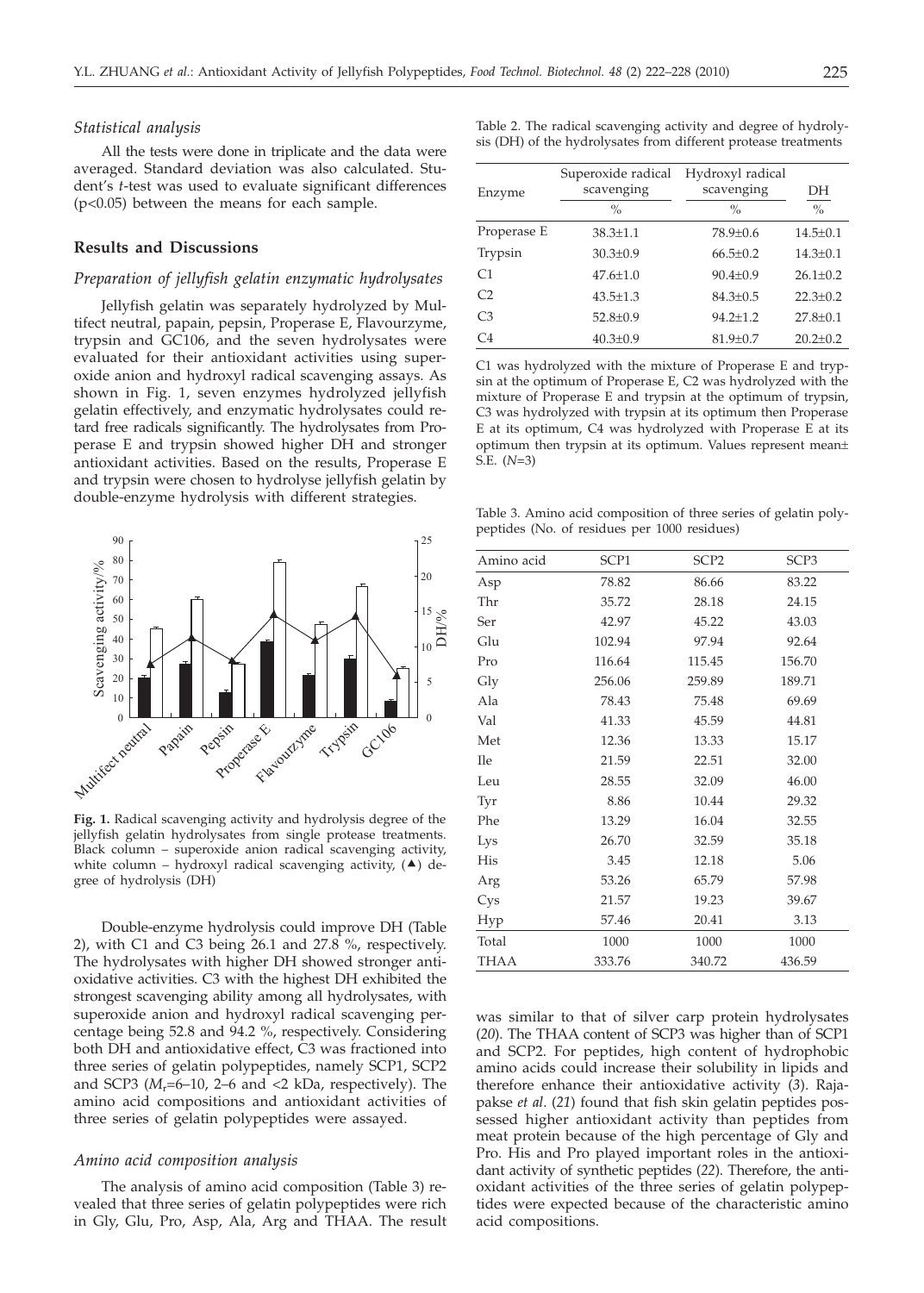### *Statistical analysis*

All the tests were done in triplicate and the data were averaged. Standard deviation was also calculated. Student's *t*-test was used to evaluate significant differences ($p<0.05$) between the means for each sample.

## Results and Discussions

### *Preparation of jellyfish gelatin enzymatic hydrolysates*

Jellyfish gelatin was separately hydrolyzed by Multifect neutral, papain, pepsin, Properase E, Flavourzyme, trypsin and GC106, and the seven hydrolysates were evaluated for their antioxidant activities using superoxide anion and hydroxyl radical scavenging assays. As shown in Fig. 1, seven enzymes hydrolyzed jellyfish gelatin effectively, and enzymatic hydrolysates could retard free radicals significantly. The hydrolysates from Properase E and trypsin showed higher DH and stronger antioxidant activities. Based on the results, Properase E and trypsin were chosen to hydrolyse jellyfish gelatin by double-enzyme hydrolysis with different strategies.

**Fig. 1.** Radical scavenging activity and hydrolysis degree of the jellyfish gelatin hydrolysates from single protease treatments. Black column – superoxide anion radical scavenging activity, white column – hydroxyl radical scavenging activity, (▲) degree of hydrolysis (DH)

Double-enzyme hydrolysis could improve DH (Table 2), with C1 and C3 being 26.1 and 27.8 %, respectively. The hydrolysates with higher DH showed stronger antioxidative activities. C3 with the highest DH exhibited the strongest scavenging ability among all hydrolysates, with superoxide anion and hydroxyl radical scavenging percentage being 52.8 and 94.2 %, respectively. Considering both DH and antioxidative effect, C3 was fractioned into three series of gelatin polypeptides, namely SCP1, SCP2 and SCP3 ($M_r$=6–10, 2–6 and <2 kDa, respectively). The amino acid compositions and antioxidant activities of three series of gelatin polypeptides were assayed.

### *Amino acid composition analysis*

The analysis of amino acid composition (Table 3) revealed that three series of gelatin polypeptides were rich in Gly, Glu, Pro, Asp, Ala, Arg and THAA. The result was similar to that of silver carp protein hydrolysates (*20*). The THAA content of SCP3 was higher than of SCP1 and SCP2. For peptides, high content of hydrophobic amino acids could increase their solubility in lipids and therefore enhance their antioxidative activity (*3*). Rajapakse *et al.* (*21*) found that fish skin gelatin peptides possessed higher antioxidant activity than peptides from meat protein because of the high percentage of Gly and Pro. His and Pro played important roles in the antioxidant activity of synthetic peptides (*22*). Therefore, the antioxidant activities of the three series of gelatin polypeptides were expected because of the characteristic amino acid compositions.

Table 2. The radical scavenging activity and degree of hydrolysis (DH) of the hydrolysates from different protease treatments

| Enzyme | Superoxide radical scavenging | Hydroxyl radical scavenging | DH |
|---|---|---|---|
| | % | % | % |
| Properase E | 38.3±1.1 | 78.9±0.6 | 14.5±0.1 |
| Trypsin | 30.3±0.9 | 66.5±0.2 | 14.3±0.1 |
| C1 | 47.6±1.0 | 90.4±0.9 | 26.1±0.2 |
| C2 | 43.5±1.3 | 84.3±0.5 | 22.3±0.2 |
| C3 | 52.8±0.9 | 94.2±1.2 | 27.8±0.1 |
| C4 | 40.3±0.9 | 81.9±0.7 | 20.2±0.2 |

C1 was hydrolyzed with the mixture of Properase E and trypsin at the optimum of Properase E, C2 was hydrolyzed with the mixture of Properase E and trypsin at the optimum of trypsin, C3 was hydrolyzed with trypsin at its optimum then Properase E at its optimum, C4 was hydrolyzed with Properase E at its optimum then trypsin at its optimum. Values represent mean± S.E. (*N*=3)

Table 3. Amino acid composition of three series of gelatin polypeptides (No. of residues per 1000 residues)

| Amino acid | SCP1 | SCP2 | SCP3 |
|---|---|---|---|
| Asp | 78.82 | 86.66 | 83.22 |
| Thr | 35.72 | 28.18 | 24.15 |
| Ser | 42.97 | 45.22 | 43.03 |
| Glu | 102.94 | 97.94 | 92.64 |
| Pro | 116.64 | 115.45 | 156.70 |
| Gly | 256.06 | 259.89 | 189.71 |
| Ala | 78.43 | 75.48 | 69.69 |
| Val | 41.33 | 45.59 | 44.81 |
| Met | 12.36 | 13.33 | 15.17 |
| Ile | 21.59 | 22.51 | 32.00 |
| Leu | 28.55 | 32.09 | 46.00 |
| Tyr | 8.86 | 10.44 | 29.32 |
| Phe | 13.29 | 16.04 | 32.55 |
| Lys | 26.70 | 32.59 | 35.18 |
| His | 3.45 | 12.18 | 5.06 |
| Arg | 53.26 | 65.79 | 57.98 |
| Cys | 21.57 | 19.23 | 39.67 |
| Hyp | 57.46 | 20.41 | 3.13 |
| Total | 1000 | 1000 | 1000 |
| THAA | 333.76 | 340.72 | 436.59 |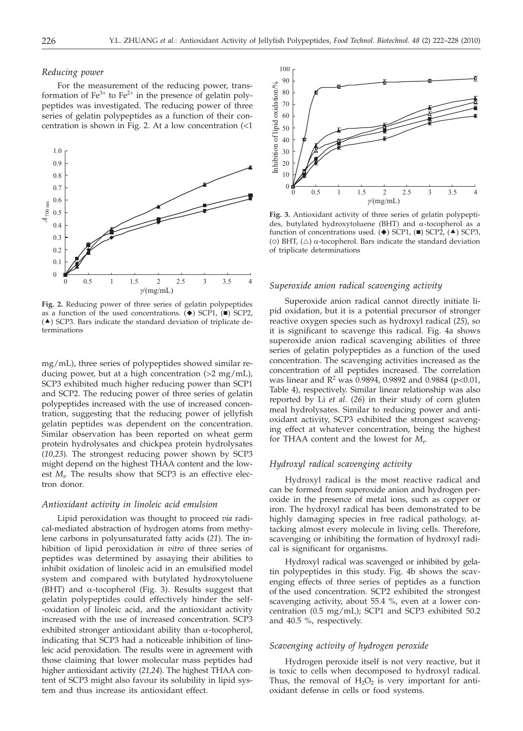### *Reducing power*

For the measurement of the reducing power, transformation of $Fe^{3+}$ to $Fe^{2+}$ in the presence of gelatin polypeptides was investigated. The reducing power of three series of gelatin polypeptides as a function of their concentration is shown in Fig. 2. At a low concentration (<1 mg/mL), three series of polypeptides showed similar reducing power, but at a high concentration (>2 mg/mL), SCP3 exhibited much higher reducing power than SCP1 and SCP2. The reducing power of three series of gelatin polypeptides increased with the use of increased concentration, suggesting that the reducing power of jellyfish gelatin peptides was dependent on the concentration. Similar observation has been reported on wheat germ protein hydrolysates and chickpea protein hydrolysates (*10,23*). The strongest reducing power shown by SCP3 might depend on the highest THAA content and the lowest $M_r$. The results show that SCP3 is an effective electron donor.

**Fig. 2.** Reducing power of three series of gelatin polypeptides as a function of the used concentrations. (◆) SCP1, (■) SCP2, (▲) SCP3. Bars indicate the standard deviation of triplicate determinations

### *Antioxidant activity in linoleic acid emulsion*

Lipid peroxidation was thought to proceed *via* radical-mediated abstraction of hydrogen atoms from methylene carbons in polyunsaturated fatty acids (*21*). The inhibition of lipid peroxidation *in vitro* of three series of peptides was determined by assaying their abilities to inhibit oxidation of linoleic acid in an emulsified model system and compared with butylated hydroxytoluene (BHT) and α-tocopherol (Fig. 3). Results suggest that gelatin polypeptides could effectively hinder the self-oxidation of linoleic acid, and the antioxidant activity increased with the use of increased concentration. SCP3 exhibited stronger antioxidant ability than α-tocopherol, indicating that SCP3 had a noticeable inhibition of linoleic acid peroxidation. The results were in agreement with those claiming that lower molecular mass peptides had higher antioxidant activity (*21,24*). The highest THAA content of SCP3 might also favour its solubility in lipid system and thus increase its antioxidant effect.

**Fig. 3.** Antioxidant activity of three series of gelatin polypeptides, butylated hydroxytoluene (BHT) and α-tocopherol as a function of concentrations used. (◆) SCP1, (■) SCP2, (▲) SCP3, (○) BHT, (△) α-tocopherol. Bars indicate the standard deviation of triplicate determinations

### *Superoxide anion radical scavenging activity*

Superoxide anion radical cannot directly initiate lipid oxidation, but it is a potential precursor of stronger reactive oxygen species such as hydroxyl radical (*25*), so it is significant to scavenge this radical. Fig. 4a shows superoxide anion radical scavenging abilities of three series of gelatin polypeptides as a function of the used concentration. The scavenging activities increased as the concentration of all peptides increased. The correlation was linear and $R^2$ was 0.9894, 0.9892 and 0.9884 ($p<0.01$, Table 4), respectively. Similar linear relationship was also reported by Li *et al.* (*26*) in their study of corn gluten meal hydrolysates. Similar to reducing power and antioxidant activity, SCP3 exhibited the strongest scavenging effect at whatever concentration, being the highest for THAA content and the lowest for $M_r$.

### *Hydroxyl radical scavenging activity*

Hydroxyl radical is the most reactive radical and can be formed from superoxide anion and hydrogen peroxide in the presence of metal ions, such as copper or iron. The hydroxyl radical has been demonstrated to be highly damaging species in free radical pathology, attacking almost every molecule in living cells. Therefore, scavenging or inhibiting the formation of hydroxyl radical is significant for organisms.

Hydroxyl radical was scavenged or inhibited by gelatin polypeptides in this study. Fig. 4b shows the scavenging effects of three series of peptides as a function of the used concentration. SCP2 exhibited the strongest scavenging activity, about 55.4 %, even at a lower concentration (0.5 mg/mL); SCP1 and SCP3 exhibited 50.2 and 40.5 %, respectively.

### *Scavenging activity of hydrogen peroxide*

Hydrogen peroxide itself is not very reactive, but it is toxic to cells when decomposed to hydroxyl radical. Thus, the removal of $H_2O_2$ is very important for antioxidant defense in cells or food systems.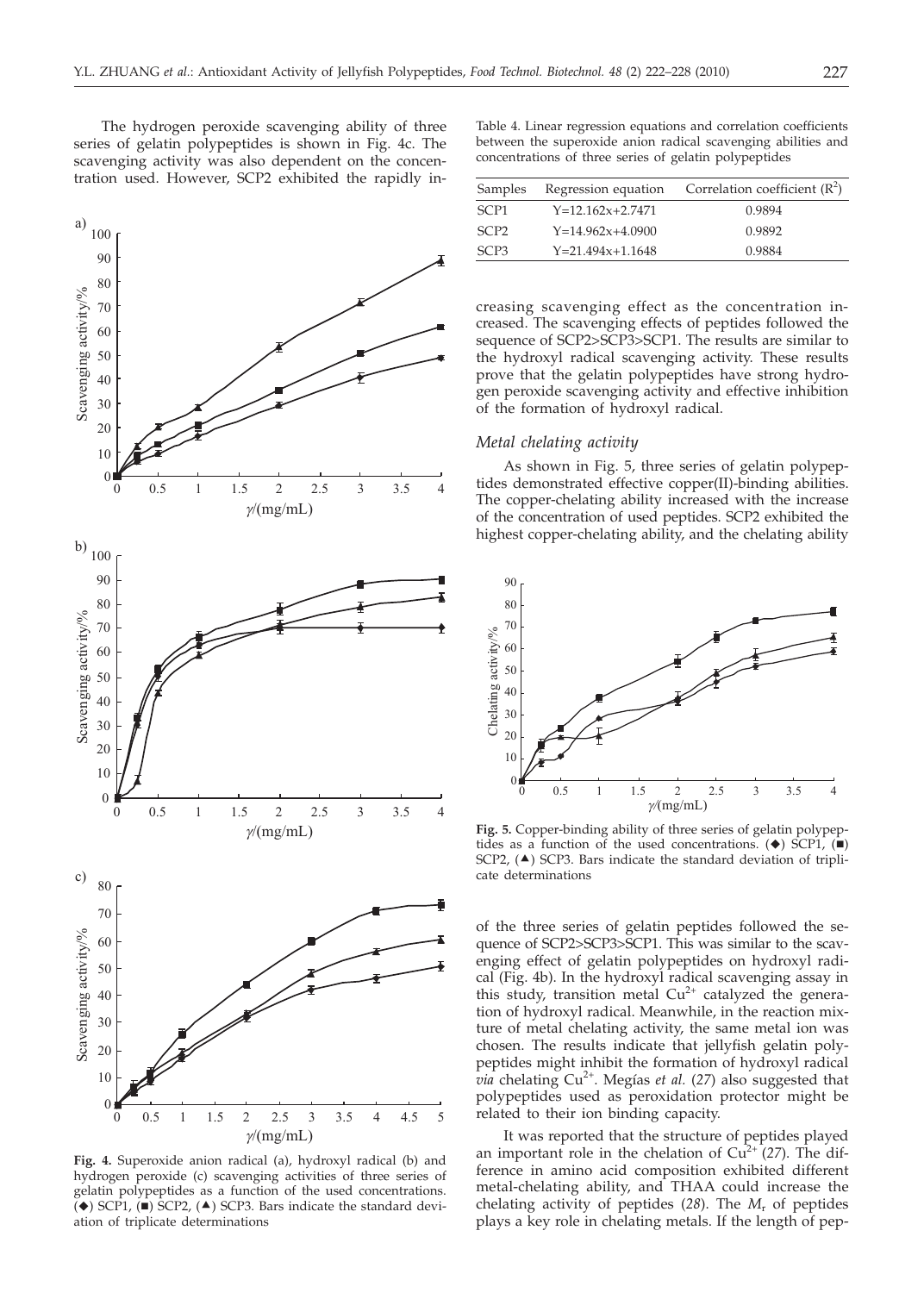The hydrogen peroxide scavenging ability of three series of gelatin polypeptides is shown in Fig. 4c. The scavenging activity was also dependent on the concentration used. However, SCP2 exhibited the rapidly increasing scavenging effect as the concentration increased. The scavenging effects of peptides followed the sequence of SCP2>SCP3>SCP1. The results are similar to the hydroxyl radical scavenging activity. These results prove that the gelatin polypeptides have strong hydrogen peroxide scavenging activity and effective inhibition of the formation of hydroxyl radical.

**Fig. 4.** Superoxide anion radical (a), hydroxyl radical (b) and hydrogen peroxide (c) scavenging activities of three series of gelatin polypeptides as a function of the used concentrations. (◆) SCP1, (■) SCP2, (▲) SCP3. Bars indicate the standard deviation of triplicate determinations

Table 4. Linear regression equations and correlation coefficients between the superoxide anion radical scavenging abilities and concentrations of three series of gelatin polypeptides

| Samples | Regression equation | Correlation coefficient ($R^2$) |
|---|---|---|
| SCP1 | $Y=12.162x+2.7471$ | 0.9894 |
| SCP2 | $Y=14.962x+4.0900$ | 0.9892 |
| SCP3 | $Y=21.494x+1.1648$ | 0.9884 |

### *Metal chelating activity*

As shown in Fig. 5, three series of gelatin polypeptides demonstrated effective copper(II)-binding abilities. The copper-chelating ability increased with the increase of the concentration of used peptides. SCP2 exhibited the highest copper-chelating ability, and the chelating ability of the three series of gelatin peptides followed the sequence of SCP2>SCP3>SCP1. This was similar to the scavenging effect of gelatin polypeptides on hydroxyl radical (Fig. 4b). In the hydroxyl radical scavenging assay in this study, transition metal $Cu^{2+}$ catalyzed the generation of hydroxyl radical. Meanwhile, in the reaction mixture of metal chelating activity, the same metal ion was chosen. The results indicate that jellyfish gelatin polypeptides might inhibit the formation of hydroxyl radical *via* chelating $Cu^{2+}$. Megías *et al.* (*27*) also suggested that polypeptides used as peroxidation protector might be related to their ion binding capacity.

**Fig. 5.** Copper-binding ability of three series of gelatin polypeptides as a function of the used concentrations. (◆) SCP1, (■) SCP2, (▲) SCP3. Bars indicate the standard deviation of triplicate determinations

It was reported that the structure of peptides played an important role in the chelation of $Cu^{2+}$ (*27*). The difference in amino acid composition exhibited different metal-chelating ability, and THAA could increase the chelating activity of peptides (*28*). The $M_r$ of peptides plays a key role in chelating metals. If the length of pep-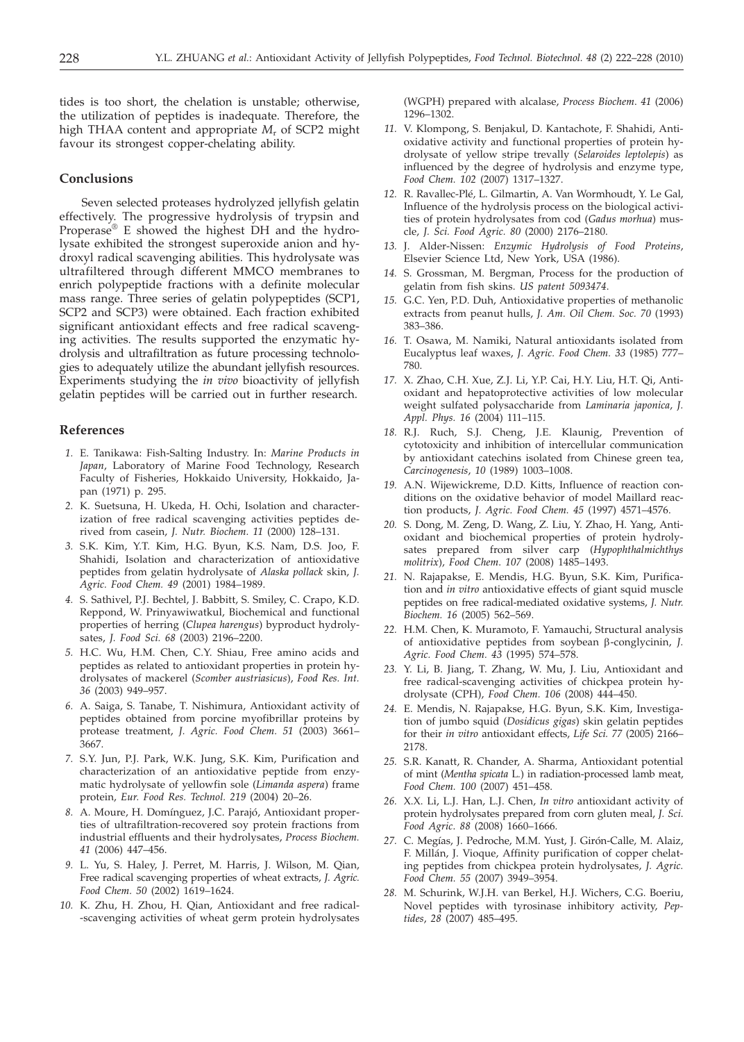tides is too short, the chelation is unstable; otherwise, the utilization of peptides is inadequate. Therefore, the high THAA content and appropriate $M_r$ of SCP2 might favour its strongest copper-chelating ability.

## Conclusions

Seven selected proteases hydrolyzed jellyfish gelatin effectively. The progressive hydrolysis of trypsin and Properase® E showed the highest DH and the hydrolysate exhibited the strongest superoxide anion and hydroxyl radical scavenging abilities. This hydrolysate was ultrafiltered through different MMCO membranes to enrich polypeptide fractions with a definite molecular mass range. Three series of gelatin polypeptides (SCP1, SCP2 and SCP3) were obtained. Each fraction exhibited significant antioxidant effects and free radical scavenging activities. The results supported the enzymatic hydrolysis and ultrafiltration as future processing technologies to adequately utilize the abundant jellyfish resources. Experiments studying the *in vivo* bioactivity of jellyfish gelatin peptides will be carried out in further research.

## References

1. E. Tanikawa: Fish-Salting Industry. In: *Marine Products in Japan*, Laboratory of Marine Food Technology, Research Faculty of Fisheries, Hokkaido University, Hokkaido, Japan (1971) p. 295.
2. K. Suetsuna, H. Ukeda, H. Ochi, Isolation and characterization of free radical scavenging activities peptides derived from casein, *J. Nutr. Biochem. 11* (2000) 128–131.
3. S.K. Kim, Y.T. Kim, H.G. Byun, K.S. Nam, D.S. Joo, F. Shahidi, Isolation and characterization of antioxidative peptides from gelatin hydrolysate of *Alaska pollack* skin, *J. Agric. Food Chem. 49* (2001) 1984–1989.
4. S. Sathivel, P.J. Bechtel, J. Babbitt, S. Smiley, C. Crapo, K.D. Reppond, W. Prinyawiwatkul, Biochemical and functional properties of herring (*Clupea harengus*) byproduct hydrolysates, *J. Food Sci. 68* (2003) 2196–2200.
5. H.C. Wu, H.M. Chen, C.Y. Shiau, Free amino acids and peptides as related to antioxidant properties in protein hydrolysates of mackerel (*Scomber austriasicus*), *Food Res. Int. 36* (2003) 949–957.
6. A. Saiga, S. Tanabe, T. Nishimura, Antioxidant activity of peptides obtained from porcine myofibrillar proteins by protease treatment, *J. Agric. Food Chem. 51* (2003) 3661–3667.
7. S.Y. Jun, P.J. Park, W.K. Jung, S.K. Kim, Purification and characterization of an antioxidative peptide from enzymatic hydrolysate of yellowfin sole (*Limanda aspera*) frame protein, *Eur. Food Res. Technol. 219* (2004) 20–26.
8. A. Moure, H. Domínguez, J.C. Parajó, Antioxidant properties of ultrafiltration-recovered soy protein fractions from industrial effluents and their hydrolysates, *Process Biochem. 41* (2006) 447–456.
9. L. Yu, S. Haley, J. Perret, M. Harris, J. Wilson, M. Qian, Free radical scavenging properties of wheat extracts, *J. Agric. Food Chem. 50* (2002) 1619–1624.
10. K. Zhu, H. Zhou, H. Qian, Antioxidant and free radical-scavenging activities of wheat germ protein hydrolysates (WGPH) prepared with alcalase, *Process Biochem. 41* (2006) 1296–1302.
11. V. Klompong, S. Benjakul, D. Kantachote, F. Shahidi, Antioxidative activity and functional properties of protein hydrolysate of yellow stripe trevally (*Selaroides leptolepis*) as influenced by the degree of hydrolysis and enzyme type, *Food Chem. 102* (2007) 1317–1327.
12. R. Ravallec-Plé, L. Gilmartin, A. Van Wormhoudt, Y. Le Gal, Influence of the hydrolysis process on the biological activities of protein hydrolysates from cod (*Gadus morhua*) muscle, *J. Sci. Food Agric. 80* (2000) 2176–2180.
13. J. Alder-Nissen: *Enzymic Hydrolysis of Food Proteins*, Elsevier Science Ltd, New York, USA (1986).
14. S. Grossman, M. Bergman, Process for the production of gelatin from fish skins. *US patent 5093474*.
15. G.C. Yen, P.D. Duh, Antioxidative properties of methanolic extracts from peanut hulls, *J. Am. Oil Chem. Soc. 70* (1993) 383–386.
16. T. Osawa, M. Namiki, Natural antioxidants isolated from Eucalyptus leaf waxes, *J. Agric. Food Chem. 33* (1985) 777–780.
17. X. Zhao, C.H. Xue, Z.J. Li, Y.P. Cai, H.Y. Liu, H.T. Qi, Antioxidant and hepatoprotective activities of low molecular weight sulfated polysaccharide from *Laminaria japonica*, *J. Appl. Phys. 16* (2004) 111–115.
18. R.J. Ruch, S.J. Cheng, J.E. Klaunig, Prevention of cytotoxicity and inhibition of intercellular communication by antioxidant catechins isolated from Chinese green tea, *Carcinogenesis, 10* (1989) 1003–1008.
19. A.N. Wijewickreme, D.D. Kitts, Influence of reaction conditions on the oxidative behavior of model Maillard reaction products, *J. Agric. Food Chem. 45* (1997) 4571–4576.
20. S. Dong, M. Zeng, D. Wang, Z. Liu, Y. Zhao, H. Yang, Antioxidant and biochemical properties of protein hydrolysates prepared from silver carp (*Hypophthalmichthys molitrix*), *Food Chem. 107* (2008) 1485–1493.
21. N. Rajapakse, E. Mendis, H.G. Byun, S.K. Kim, Purification and *in vitro* antioxidative effects of giant squid muscle peptides on free radical-mediated oxidative systems, *J. Nutr. Biochem. 16* (2005) 562–569.
22. H.M. Chen, K. Muramoto, F. Yamauchi, Structural analysis of antioxidative peptides from soybean β-conglycinin, *J. Agric. Food Chem. 43* (1995) 574–578.
23. Y. Li, B. Jiang, T. Zhang, W. Mu, J. Liu, Antioxidant and free radical-scavenging activities of chickpea protein hydrolysate (CPH), *Food Chem. 106* (2008) 444–450.
24. E. Mendis, N. Rajapakse, H.G. Byun, S.K. Kim, Investigation of jumbo squid (*Dosidicus gigas*) skin gelatin peptides for their *in vitro* antioxidant effects, *Life Sci. 77* (2005) 2166–2178.
25. S.R. Kanatt, R. Chander, A. Sharma, Antioxidant potential of mint (*Mentha spicata* L.) in radiation-processed lamb meat, *Food Chem. 100* (2007) 451–458.
26. X.X. Li, L.J. Han, L.J. Chen, *In vitro* antioxidant activity of protein hydrolysates prepared from corn gluten meal, *J. Sci. Food Agric. 88* (2008) 1660–1666.
27. C. Megías, J. Pedroche, M.M. Yust, J. Girón-Calle, M. Alaiz, F. Millán, J. Vioque, Affinity purification of copper chelating peptides from chickpea protein hydrolysates, *J. Agric. Food Chem. 55* (2007) 3949–3954.
28. M. Schurink, W.J.H. van Berkel, H.J. Wichers, C.G. Boeriu, Novel peptides with tyrosinase inhibitory activity, *Peptides, 28* (2007) 485–495.